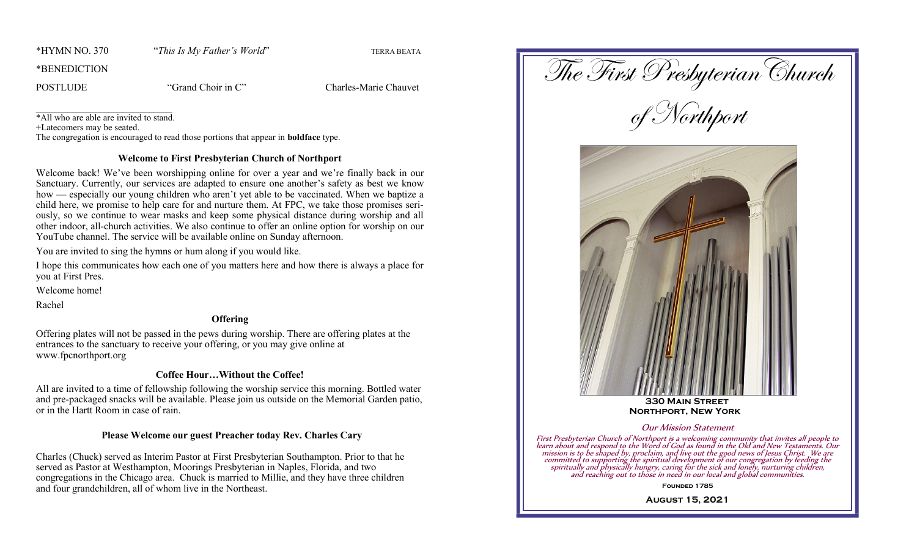| | | |
|---|---|---|
| *HYMN NO. 370 | "*This Is My Father's World*" | TERRA BEATA |
| *BENEDICTION | | |
| POSTLUDE | "Grand Choir in C" | Charles-Marie Chauvet |

*All who are able are invited to stand.
+Latecomers may be seated.
The congregation is encouraged to read those portions that appear in **boldface** type.

### Welcome to First Presbyterian Church of Northport

Welcome back! We've been worshipping online for over a year and we're finally back in our Sanctuary. Currently, our services are adapted to ensure one another's safety as best we know how — especially our young children who aren't yet able to be vaccinated. When we baptize a child here, we promise to help care for and nurture them. At FPC, we take those promises seriously, so we continue to wear masks and keep some physical distance during worship and all other indoor, all-church activities. We also continue to offer an online option for worship on our YouTube channel. The service will be available online on Sunday afternoon.

You are invited to sing the hymns or hum along if you would like.

I hope this communicates how each one of you matters here and how there is always a place for you at First Pres.

Welcome home!

Rachel

### Offering

Offering plates will not be passed in the pews during worship. There are offering plates at the entrances to the sanctuary to receive your offering, or you may give online at www.fpcnorthport.org

### Coffee Hour…Without the Coffee!

All are invited to a time of fellowship following the worship service this morning. Bottled water and pre-packaged snacks will be available. Please join us outside on the Memorial Garden patio, or in the Hartt Room in case of rain.

### Please Welcome our guest Preacher today Rev. Charles Cary

Charles (Chuck) served as Interim Pastor at First Presbyterian Southampton. Prior to that he served as Pastor at Westhampton, Moorings Presbyterian in Naples, Florida, and two congregations in the Chicago area. Chuck is married to Millie, and they have three children and four grandchildren, all of whom live in the Northeast.

# The First Presbyterian Church of Northport

**330 Main Street**
**Northport, New York**

*Our Mission Statement*

*First Presbyterian Church of Northport is a welcoming community that invites all people to learn about and respond to the Word of God as found in the Old and New Testaments. Our mission is to be shaped by, proclaim, and live out the good news of Jesus Christ. We are committed to supporting the spiritual development of our congregation by feeding the spiritually and physically hungry, caring for the sick and lonely, nurturing children, and reaching out to those in need in our local and global communities.*

**Founded 1785**

**August 15, 2021**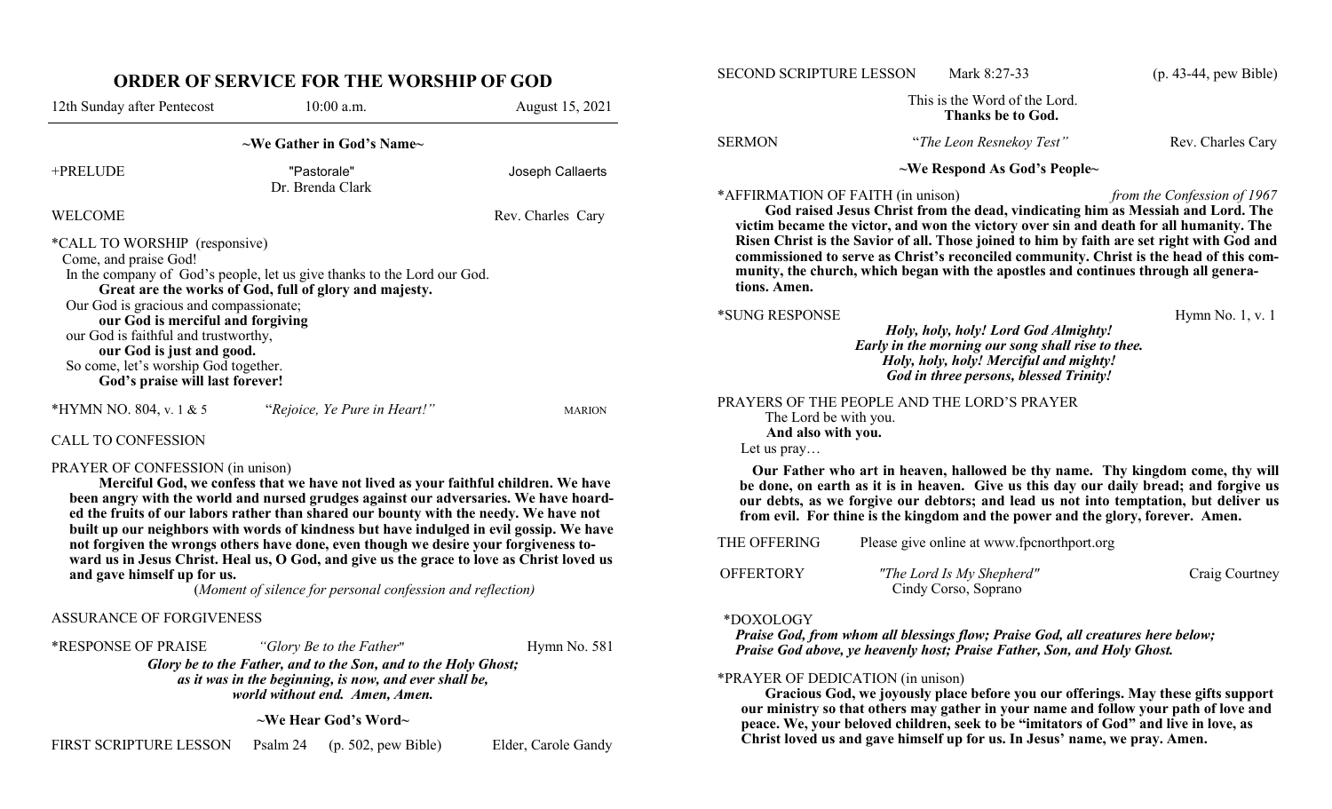# ORDER OF SERVICE FOR THE WORSHIP OF GOD

12th Sunday after Pentecost | 10:00 a.m. | August 15, 2021

## ~We Gather in God's Name~

+PRELUDE "Pastorale" Joseph Callaerts
Dr. Brenda Clark

WELCOME Rev. Charles Cary

*CALL TO WORSHIP (responsive)

Come, and praise God!
In the company of God's people, let us give thanks to the Lord our God.
**Great are the works of God, full of glory and majesty.**
Our God is gracious and compassionate;
**our God is merciful and forgiving**
our God is faithful and trustworthy,
**our God is just and good.**
So come, let's worship God together.
**God's praise will last forever!**

*HYMN NO. 804, v. 1 & 5 "*Rejoice, Ye Pure in Heart!*" MARION

CALL TO CONFESSION

PRAYER OF CONFESSION (in unison)

**Merciful God, we confess that we have not lived as your faithful children. We have been angry with the world and nursed grudges against our adversaries. We have hoarded the fruits of our labors rather than shared our bounty with the needy. We have not built up our neighbors with words of kindness but have indulged in evil gossip. We have not forgiven the wrongs others have done, even though we desire your forgiveness toward us in Jesus Christ. Heal us, O God, and give us the grace to love as Christ loved us and gave himself up for us.**

(*Moment of silence for personal confession and reflection)*

ASSURANCE OF FORGIVENESS

*RESPONSE OF PRAISE *"Glory Be to the Father"* Hymn No. 581

***Glory be to the Father, and to the Son, and to the Holy Ghost;***
***as it was in the beginning, is now, and ever shall be,***
***world without end. Amen, Amen.***

## ~We Hear God's Word~

FIRST SCRIPTURE LESSON Psalm 24 (p. 502, pew Bible) Elder, Carole Gandy

SECOND SCRIPTURE LESSON Mark 8:27-33 (p. 43-44, pew Bible)

This is the Word of the Lord.
**Thanks be to God.**

SERMON "*The Leon Resnekoy Test"* Rev. Charles Cary

## ~We Respond As God's People~

*AFFIRMATION OF FAITH (in unison) *from the Confession of 1967*

**God raised Jesus Christ from the dead, vindicating him as Messiah and Lord. The victim became the victor, and won the victory over sin and death for all humanity. The Risen Christ is the Savior of all. Those joined to him by faith are set right with God and commissioned to serve as Christ's reconciled community. Christ is the head of this community, the church, which began with the apostles and continues through all generations. Amen.**

*SUNG RESPONSE Hymn No. 1, v. 1

***Holy, holy, holy! Lord God Almighty!***
***Early in the morning our song shall rise to thee.***
***Holy, holy, holy! Merciful and mighty!***
***God in three persons, blessed Trinity!***

PRAYERS OF THE PEOPLE AND THE LORD'S PRAYER

The Lord be with you.
**And also with you.**
Let us pray…

**Our Father who art in heaven, hallowed be thy name. Thy kingdom come, thy will be done, on earth as it is in heaven. Give us this day our daily bread; and forgive us our debts, as we forgive our debtors; and lead us not into temptation, but deliver us from evil. For thine is the kingdom and the power and the glory, forever. Amen.**

THE OFFERING Please give online at www.fpcnorthport.org

OFFERTORY *"The Lord Is My Shepherd"* Craig Courtney
Cindy Corso, Soprano

*DOXOLOGY

***Praise God, from whom all blessings flow; Praise God, all creatures here below;***
***Praise God above, ye heavenly host; Praise Father, Son, and Holy Ghost.***

*PRAYER OF DEDICATION (in unison)

**Gracious God, we joyously place before you our offerings. May these gifts support our ministry so that others may gather in your name and follow your path of love and peace. We, your beloved children, seek to be "imitators of God" and live in love, as Christ loved us and gave himself up for us. In Jesus' name, we pray. Amen.**